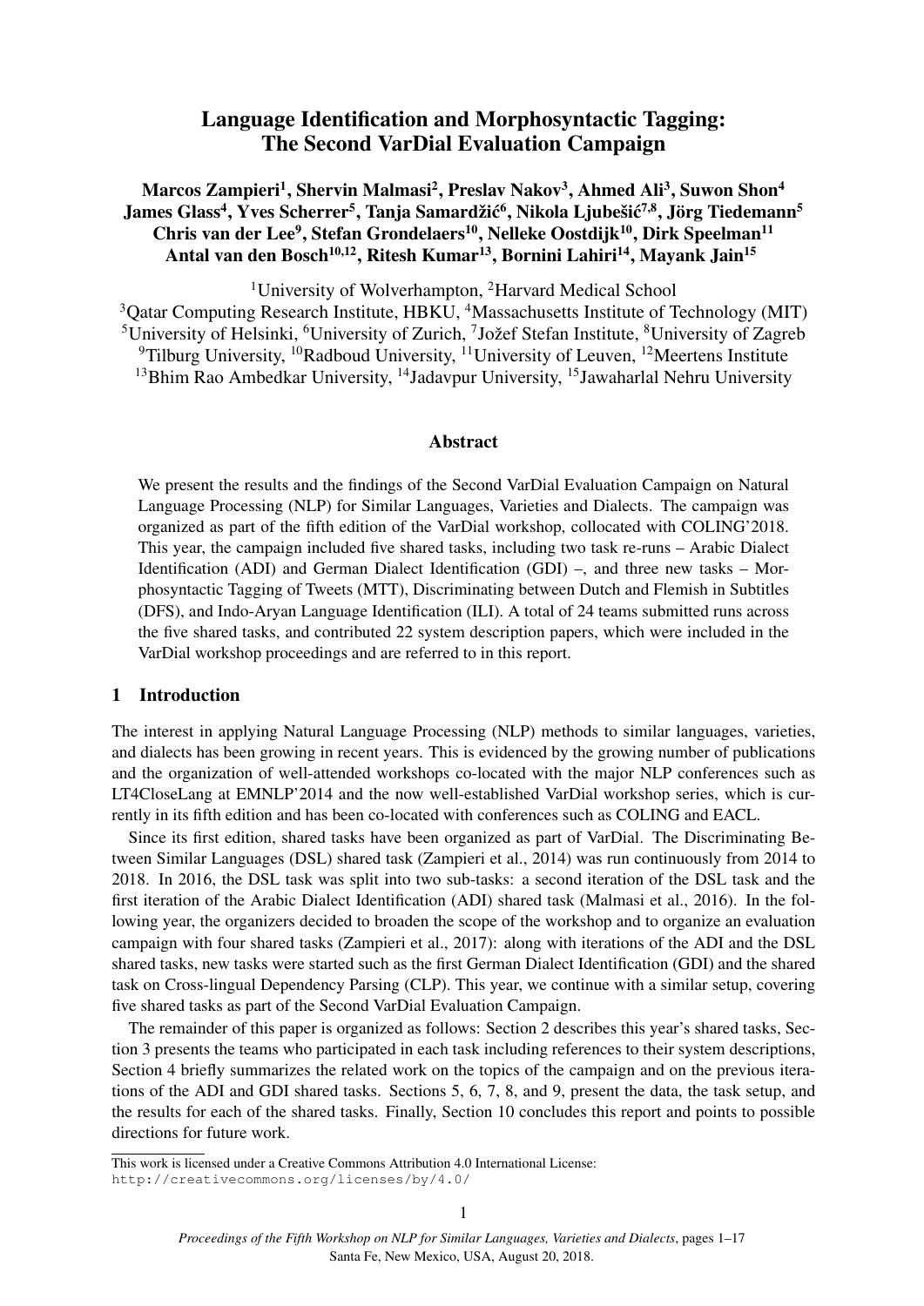# Language Identification and Morphosyntactic Tagging: The Second VarDial Evaluation Campaign

**Marcos Zampieri[1], Shervin Malmasi[2], Preslav Nakov[3], Ahmed Ali[3], Suwon Shon[4] James Glass[4], Yves Scherrer[5], Tanja Samardžić[6], Nikola Ljubešić[7,8], Jörg Tiedemann[5] Chris van der Lee[9], Stefan Grondelaers[10], Nelleke Oostdijk[10], Dirk Speelman[11] Antal van den Bosch[10,12], Ritesh Kumar[13], Bornini Lahiri[14], Mayank Jain[15]**

[1]University of Wolverhampton, [2]Harvard Medical School
[3]Qatar Computing Research Institute, HBKU, [4]Massachusetts Institute of Technology (MIT)
[5]University of Helsinki, [6]University of Zurich, [7]Jožef Stefan Institute, [8]University of Zagreb
[9]Tilburg University, [10]Radboud University, [11]University of Leuven, [12]Meertens Institute
[13]Bhim Rao Ambedkar University, [14]Jadavpur University, [15]Jawaharlal Nehru University

## Abstract

We present the results and the findings of the Second VarDial Evaluation Campaign on Natural Language Processing (NLP) for Similar Languages, Varieties and Dialects. The campaign was organized as part of the fifth edition of the VarDial workshop, collocated with COLING'2018. This year, the campaign included five shared tasks, including two task re-runs – Arabic Dialect Identification (ADI) and German Dialect Identification (GDI) –, and three new tasks – Morphosyntactic Tagging of Tweets (MTT), Discriminating between Dutch and Flemish in Subtitles (DFS), and Indo-Aryan Language Identification (ILI). A total of 24 teams submitted runs across the five shared tasks, and contributed 22 system description papers, which were included in the VarDial workshop proceedings and are referred to in this report.

## 1 Introduction

The interest in applying Natural Language Processing (NLP) methods to similar languages, varieties, and dialects has been growing in recent years. This is evidenced by the growing number of publications and the organization of well-attended workshops co-located with the major NLP conferences such as LT4CloseLang at EMNLP'2014 and the now well-established VarDial workshop series, which is currently in its fifth edition and has been co-located with conferences such as COLING and EACL.

Since its first edition, shared tasks have been organized as part of VarDial. The Discriminating Between Similar Languages (DSL) shared task (Zampieri et al., 2014) was run continuously from 2014 to 2018. In 2016, the DSL task was split into two sub-tasks: a second iteration of the DSL task and the first iteration of the Arabic Dialect Identification (ADI) shared task (Malmasi et al., 2016). In the following year, the organizers decided to broaden the scope of the workshop and to organize an evaluation campaign with four shared tasks (Zampieri et al., 2017): along with iterations of the ADI and the DSL shared tasks, new tasks were started such as the first German Dialect Identification (GDI) and the shared task on Cross-lingual Dependency Parsing (CLP). This year, we continue with a similar setup, covering five shared tasks as part of the Second VarDial Evaluation Campaign.

The remainder of this paper is organized as follows: Section 2 describes this year's shared tasks, Section 3 presents the teams who participated in each task including references to their system descriptions, Section 4 briefly summarizes the related work on the topics of the campaign and on the previous iterations of the ADI and GDI shared tasks. Sections 5, 6, 7, 8, and 9, present the data, the task setup, and the results for each of the shared tasks. Finally, Section 10 concludes this report and points to possible directions for future work.

This work is licensed under a Creative Commons Attribution 4.0 International License: http://creativecommons.org/licenses/by/4.0/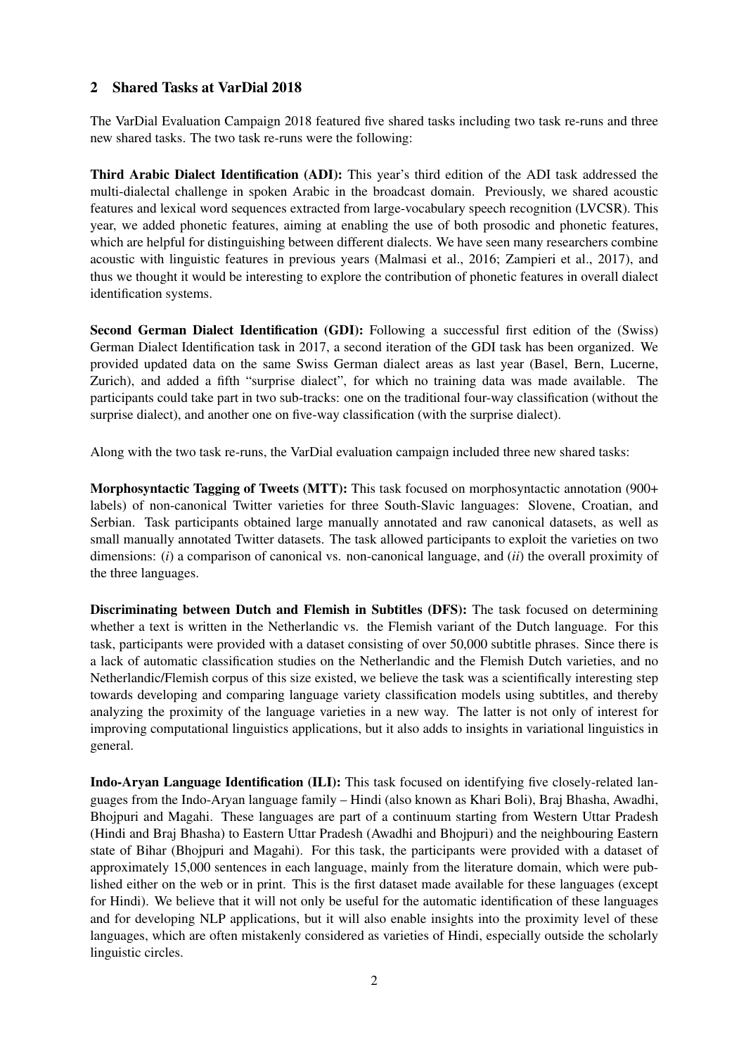## 2 Shared Tasks at VarDial 2018

The VarDial Evaluation Campaign 2018 featured five shared tasks including two task re-runs and three new shared tasks. The two task re-runs were the following:

**Third Arabic Dialect Identification (ADI):** This year's third edition of the ADI task addressed the multi-dialectal challenge in spoken Arabic in the broadcast domain. Previously, we shared acoustic features and lexical word sequences extracted from large-vocabulary speech recognition (LVCSR). This year, we added phonetic features, aiming at enabling the use of both prosodic and phonetic features, which are helpful for distinguishing between different dialects. We have seen many researchers combine acoustic with linguistic features in previous years (Malmasi et al., 2016; Zampieri et al., 2017), and thus we thought it would be interesting to explore the contribution of phonetic features in overall dialect identification systems.

**Second German Dialect Identification (GDI):** Following a successful first edition of the (Swiss) German Dialect Identification task in 2017, a second iteration of the GDI task has been organized. We provided updated data on the same Swiss German dialect areas as last year (Basel, Bern, Lucerne, Zurich), and added a fifth "surprise dialect", for which no training data was made available. The participants could take part in two sub-tracks: one on the traditional four-way classification (without the surprise dialect), and another one on five-way classification (with the surprise dialect).

Along with the two task re-runs, the VarDial evaluation campaign included three new shared tasks:

**Morphosyntactic Tagging of Tweets (MTT):** This task focused on morphosyntactic annotation (900+ labels) of non-canonical Twitter varieties for three South-Slavic languages: Slovene, Croatian, and Serbian. Task participants obtained large manually annotated and raw canonical datasets, as well as small manually annotated Twitter datasets. The task allowed participants to exploit the varieties on two dimensions: (*i*) a comparison of canonical vs. non-canonical language, and (*ii*) the overall proximity of the three languages.

**Discriminating between Dutch and Flemish in Subtitles (DFS):** The task focused on determining whether a text is written in the Netherlandic vs. the Flemish variant of the Dutch language. For this task, participants were provided with a dataset consisting of over 50,000 subtitle phrases. Since there is a lack of automatic classification studies on the Netherlandic and the Flemish Dutch varieties, and no Netherlandic/Flemish corpus of this size existed, we believe the task was a scientifically interesting step towards developing and comparing language variety classification models using subtitles, and thereby analyzing the proximity of the language varieties in a new way. The latter is not only of interest for improving computational linguistics applications, but it also adds to insights in variational linguistics in general.

**Indo-Aryan Language Identification (ILI):** This task focused on identifying five closely-related languages from the Indo-Aryan language family – Hindi (also known as Khari Boli), Braj Bhasha, Awadhi, Bhojpuri and Magahi. These languages are part of a continuum starting from Western Uttar Pradesh (Hindi and Braj Bhasha) to Eastern Uttar Pradesh (Awadhi and Bhojpuri) and the neighbouring Eastern state of Bihar (Bhojpuri and Magahi). For this task, the participants were provided with a dataset of approximately 15,000 sentences in each language, mainly from the literature domain, which were published either on the web or in print. This is the first dataset made available for these languages (except for Hindi). We believe that it will not only be useful for the automatic identification of these languages and for developing NLP applications, but it will also enable insights into the proximity level of these languages, which are often mistakenly considered as varieties of Hindi, especially outside the scholarly linguistic circles.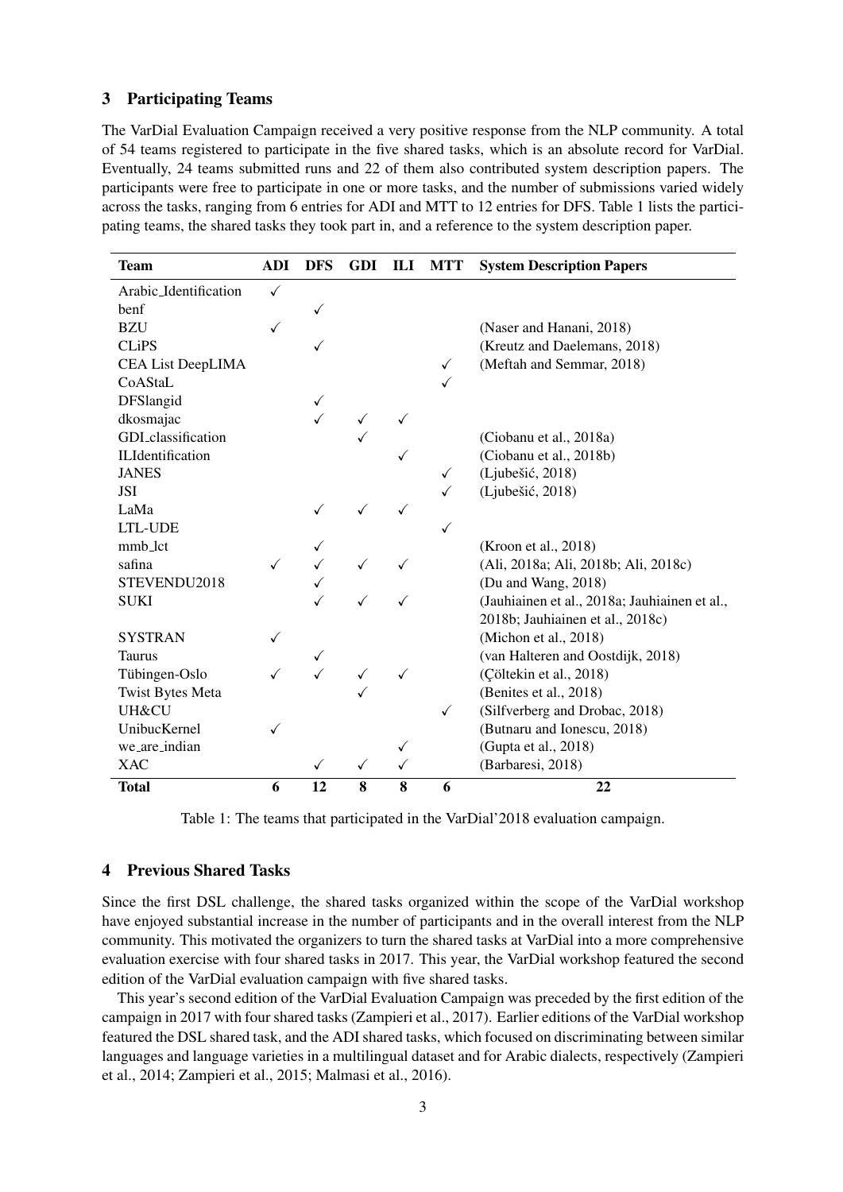## 3 Participating Teams

The VarDial Evaluation Campaign received a very positive response from the NLP community. A total of 54 teams registered to participate in the five shared tasks, which is an absolute record for VarDial. Eventually, 24 teams submitted runs and 22 of them also contributed system description papers. The participants were free to participate in one or more tasks, and the number of submissions varied widely across the tasks, ranging from 6 entries for ADI and MTT to 12 entries for DFS. Table 1 lists the participating teams, the shared tasks they took part in, and a reference to the system description paper.

| Team | ADI | DFS | GDI | ILI | MTT | System Description Papers |
|---|---|---|---|---|---|---|
| Arabic_Identification | ✓ | | | | | |
| benf | | ✓ | | | | |
| BZU | ✓ | | | | | (Naser and Hanani, 2018) |
| CLiPS | | ✓ | | | | (Kreutz and Daelemans, 2018) |
| CEA List DeepLIMA | | | | | ✓ | (Meftah and Semmar, 2018) |
| CoAStaL | | | | | ✓ | |
| DFSlangid | | ✓ | | | | |
| dkosmajac | | ✓ | ✓ | ✓ | | |
| GDI_classification | | | ✓ | | | (Ciobanu et al., 2018a) |
| ILIdentification | | | | ✓ | | (Ciobanu et al., 2018b) |
| JANES | | | | | ✓ | (Ljubešić, 2018) |
| JSI | | | | | ✓ | (Ljubešić, 2018) |
| LaMa | | ✓ | ✓ | ✓ | | |
| LTL-UDE | | | | | ✓ | |
| mmb_lct | | ✓ | | | | (Kroon et al., 2018) |
| safina | ✓ | ✓ | ✓ | ✓ | | (Ali, 2018a; Ali, 2018b; Ali, 2018c) |
| STEVENDU2018 | | ✓ | | | | (Du and Wang, 2018) |
| SUKI | | ✓ | ✓ | ✓ | | (Jauhiainen et al., 2018a; Jauhiainen et al., 2018b; Jauhiainen et al., 2018c) |
| SYSTRAN | ✓ | | | | | (Michon et al., 2018) |
| Taurus | | ✓ | | | | (van Halteren and Oostdijk, 2018) |
| Tübingen-Oslo | ✓ | ✓ | ✓ | ✓ | | (Çöltekin et al., 2018) |
| Twist Bytes Meta | | | ✓ | | | (Benites et al., 2018) |
| UH&CU | | | | | ✓ | (Silfverberg and Drobac, 2018) |
| UnibucKernel | ✓ | | | | | (Butnaru and Ionescu, 2018) |
| we_are_indian | | | | ✓ | | (Gupta et al., 2018) |
| XAC | | ✓ | ✓ | ✓ | | (Barbaresi, 2018) |
| **Total** | **6** | **12** | **8** | **8** | **6** | **22** |

Table 1: The teams that participated in the VarDial'2018 evaluation campaign.

## 4 Previous Shared Tasks

Since the first DSL challenge, the shared tasks organized within the scope of the VarDial workshop have enjoyed substantial increase in the number of participants and in the overall interest from the NLP community. This motivated the organizers to turn the shared tasks at VarDial into a more comprehensive evaluation exercise with four shared tasks in 2017. This year, the VarDial workshop featured the second edition of the VarDial evaluation campaign with five shared tasks.

This year's second edition of the VarDial Evaluation Campaign was preceded by the first edition of the campaign in 2017 with four shared tasks (Zampieri et al., 2017). Earlier editions of the VarDial workshop featured the DSL shared task, and the ADI shared tasks, which focused on discriminating between similar languages and language varieties in a multilingual dataset and for Arabic dialects, respectively (Zampieri et al., 2014; Zampieri et al., 2015; Malmasi et al., 2016).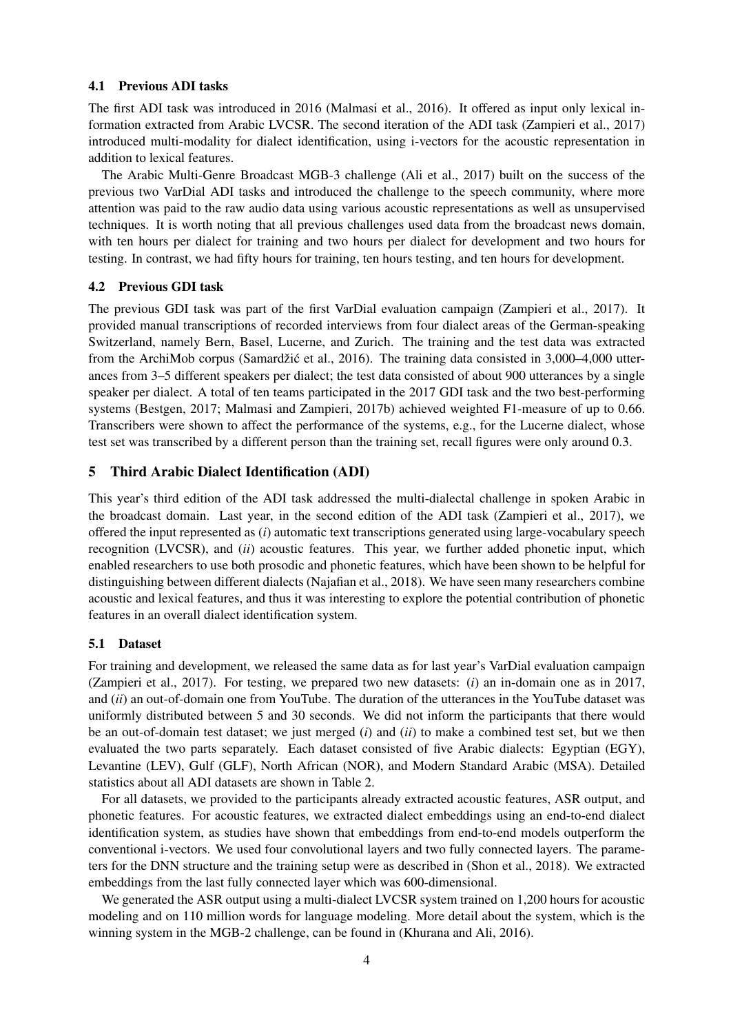### 4.1 Previous ADI tasks

The first ADI task was introduced in 2016 (Malmasi et al., 2016). It offered as input only lexical information extracted from Arabic LVCSR. The second iteration of the ADI task (Zampieri et al., 2017) introduced multi-modality for dialect identification, using i-vectors for the acoustic representation in addition to lexical features.

The Arabic Multi-Genre Broadcast MGB-3 challenge (Ali et al., 2017) built on the success of the previous two VarDial ADI tasks and introduced the challenge to the speech community, where more attention was paid to the raw audio data using various acoustic representations as well as unsupervised techniques. It is worth noting that all previous challenges used data from the broadcast news domain, with ten hours per dialect for training and two hours per dialect for development and two hours for testing. In contrast, we had fifty hours for training, ten hours testing, and ten hours for development.

### 4.2 Previous GDI task

The previous GDI task was part of the first VarDial evaluation campaign (Zampieri et al., 2017). It provided manual transcriptions of recorded interviews from four dialect areas of the German-speaking Switzerland, namely Bern, Basel, Lucerne, and Zurich. The training and the test data was extracted from the ArchiMob corpus (Samardžić et al., 2016). The training data consisted in 3,000–4,000 utterances from 3–5 different speakers per dialect; the test data consisted of about 900 utterances by a single speaker per dialect. A total of ten teams participated in the 2017 GDI task and the two best-performing systems (Bestgen, 2017; Malmasi and Zampieri, 2017b) achieved weighted F1-measure of up to 0.66. Transcribers were shown to affect the performance of the systems, e.g., for the Lucerne dialect, whose test set was transcribed by a different person than the training set, recall figures were only around 0.3.

## 5 Third Arabic Dialect Identification (ADI)

This year's third edition of the ADI task addressed the multi-dialectal challenge in spoken Arabic in the broadcast domain. Last year, in the second edition of the ADI task (Zampieri et al., 2017), we offered the input represented as (*i*) automatic text transcriptions generated using large-vocabulary speech recognition (LVCSR), and (*ii*) acoustic features. This year, we further added phonetic input, which enabled researchers to use both prosodic and phonetic features, which have been shown to be helpful for distinguishing between different dialects (Najafian et al., 2018). We have seen many researchers combine acoustic and lexical features, and thus it was interesting to explore the potential contribution of phonetic features in an overall dialect identification system.

### 5.1 Dataset

For training and development, we released the same data as for last year's VarDial evaluation campaign (Zampieri et al., 2017). For testing, we prepared two new datasets: (*i*) an in-domain one as in 2017, and (*ii*) an out-of-domain one from YouTube. The duration of the utterances in the YouTube dataset was uniformly distributed between 5 and 30 seconds. We did not inform the participants that there would be an out-of-domain test dataset; we just merged (*i*) and (*ii*) to make a combined test set, but we then evaluated the two parts separately. Each dataset consisted of five Arabic dialects: Egyptian (EGY), Levantine (LEV), Gulf (GLF), North African (NOR), and Modern Standard Arabic (MSA). Detailed statistics about all ADI datasets are shown in Table 2.

For all datasets, we provided to the participants already extracted acoustic features, ASR output, and phonetic features. For acoustic features, we extracted dialect embeddings using an end-to-end dialect identification system, as studies have shown that embeddings from end-to-end models outperform the conventional i-vectors. We used four convolutional layers and two fully connected layers. The parameters for the DNN structure and the training setup were as described in (Shon et al., 2018). We extracted embeddings from the last fully connected layer which was 600-dimensional.

We generated the ASR output using a multi-dialect LVCSR system trained on 1,200 hours for acoustic modeling and on 110 million words for language modeling. More detail about the system, which is the winning system in the MGB-2 challenge, can be found in (Khurana and Ali, 2016).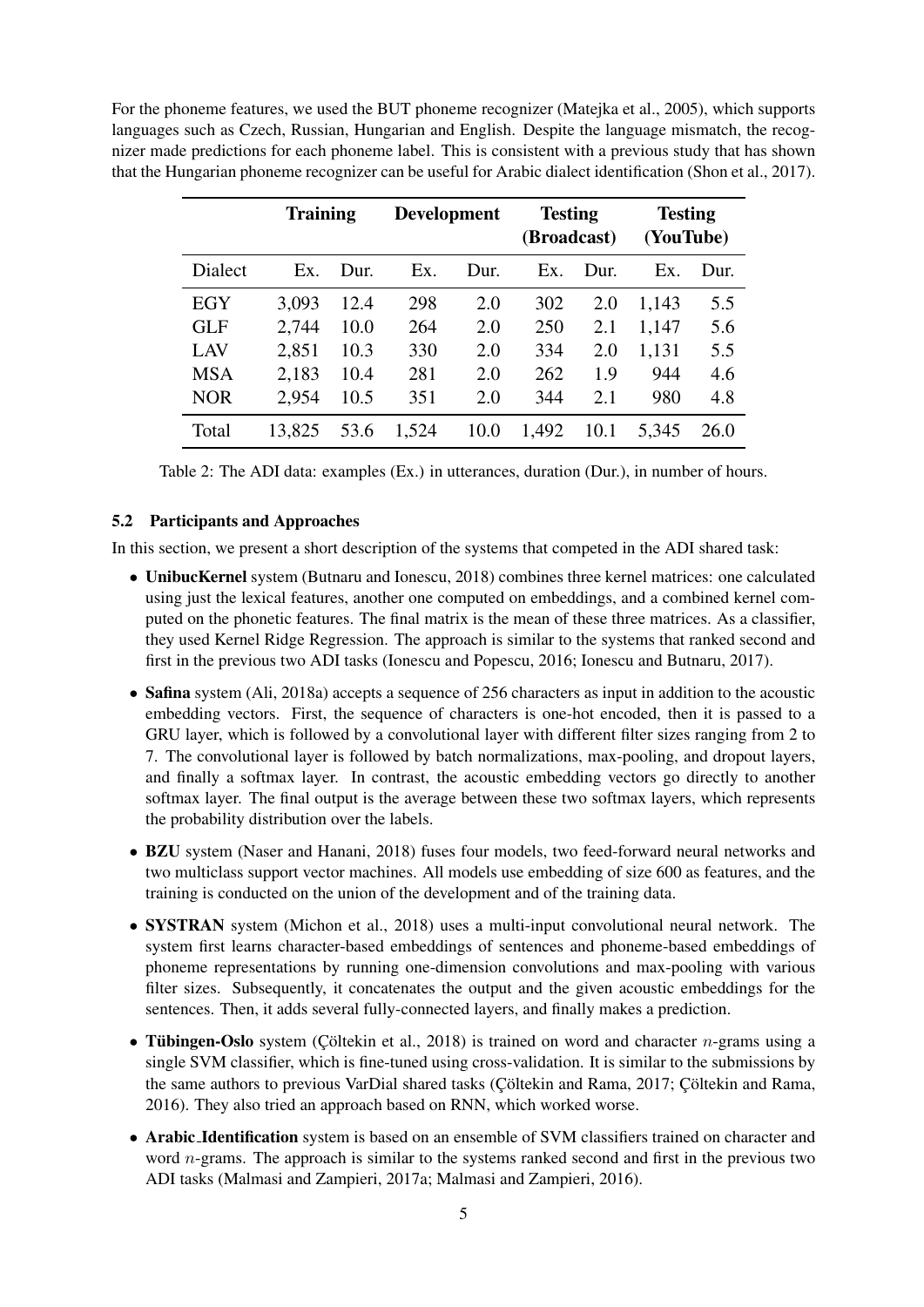For the phoneme features, we used the BUT phoneme recognizer (Matejka et al., 2005), which supports languages such as Czech, Russian, Hungarian and English. Despite the language mismatch, the recognizer made predictions for each phoneme label. This is consistent with a previous study that has shown that the Hungarian phoneme recognizer can be useful for Arabic dialect identification (Shon et al., 2017).

| | **Training** | | **Development** | | **Testing (Broadcast)** | | **Testing (YouTube)** | |
|---|---|---|---|---|---|---|---|---|
| Dialect | Ex. | Dur. | Ex. | Dur. | Ex. | Dur. | Ex. | Dur. |
| EGY | 3,093 | 12.4 | 298 | 2.0 | 302 | 2.0 | 1,143 | 5.5 |
| GLF | 2,744 | 10.0 | 264 | 2.0 | 250 | 2.1 | 1,147 | 5.6 |
| LAV | 2,851 | 10.3 | 330 | 2.0 | 334 | 2.0 | 1,131 | 5.5 |
| MSA | 2,183 | 10.4 | 281 | 2.0 | 262 | 1.9 | 944 | 4.6 |
| NOR | 2,954 | 10.5 | 351 | 2.0 | 344 | 2.1 | 980 | 4.8 |
| Total | 13,825 | 53.6 | 1,524 | 10.0 | 1,492 | 10.1 | 5,345 | 26.0 |

Table 2: The ADI data: examples (Ex.) in utterances, duration (Dur.), in number of hours.

### 5.2 Participants and Approaches

In this section, we present a short description of the systems that competed in the ADI shared task:

- **UnibucKernel** system (Butnaru and Ionescu, 2018) combines three kernel matrices: one calculated using just the lexical features, another one computed on embeddings, and a combined kernel computed on the phonetic features. The final matrix is the mean of these three matrices. As a classifier, they used Kernel Ridge Regression. The approach is similar to the systems that ranked second and first in the previous two ADI tasks (Ionescu and Popescu, 2016; Ionescu and Butnaru, 2017).
- **Safina** system (Ali, 2018a) accepts a sequence of 256 characters as input in addition to the acoustic embedding vectors. First, the sequence of characters is one-hot encoded, then it is passed to a GRU layer, which is followed by a convolutional layer with different filter sizes ranging from 2 to 7. The convolutional layer is followed by batch normalizations, max-pooling, and dropout layers, and finally a softmax layer. In contrast, the acoustic embedding vectors go directly to another softmax layer. The final output is the average between these two softmax layers, which represents the probability distribution over the labels.
- **BZU** system (Naser and Hanani, 2018) fuses four models, two feed-forward neural networks and two multiclass support vector machines. All models use embedding of size 600 as features, and the training is conducted on the union of the development and of the training data.
- **SYSTRAN** system (Michon et al., 2018) uses a multi-input convolutional neural network. The system first learns character-based embeddings of sentences and phoneme-based embeddings of phoneme representations by running one-dimension convolutions and max-pooling with various filter sizes. Subsequently, it concatenates the output and the given acoustic embeddings for the sentences. Then, it adds several fully-connected layers, and finally makes a prediction.
- **Tübingen-Oslo** system (Çöltekin et al., 2018) is trained on word and character $n$-grams using a single SVM classifier, which is fine-tuned using cross-validation. It is similar to the submissions by the same authors to previous VarDial shared tasks (Çöltekin and Rama, 2017; Çöltekin and Rama, 2016). They also tried an approach based on RNN, which worked worse.
- **Arabic_Identification** system is based on an ensemble of SVM classifiers trained on character and word $n$-grams. The approach is similar to the systems ranked second and first in the previous two ADI tasks (Malmasi and Zampieri, 2017a; Malmasi and Zampieri, 2016).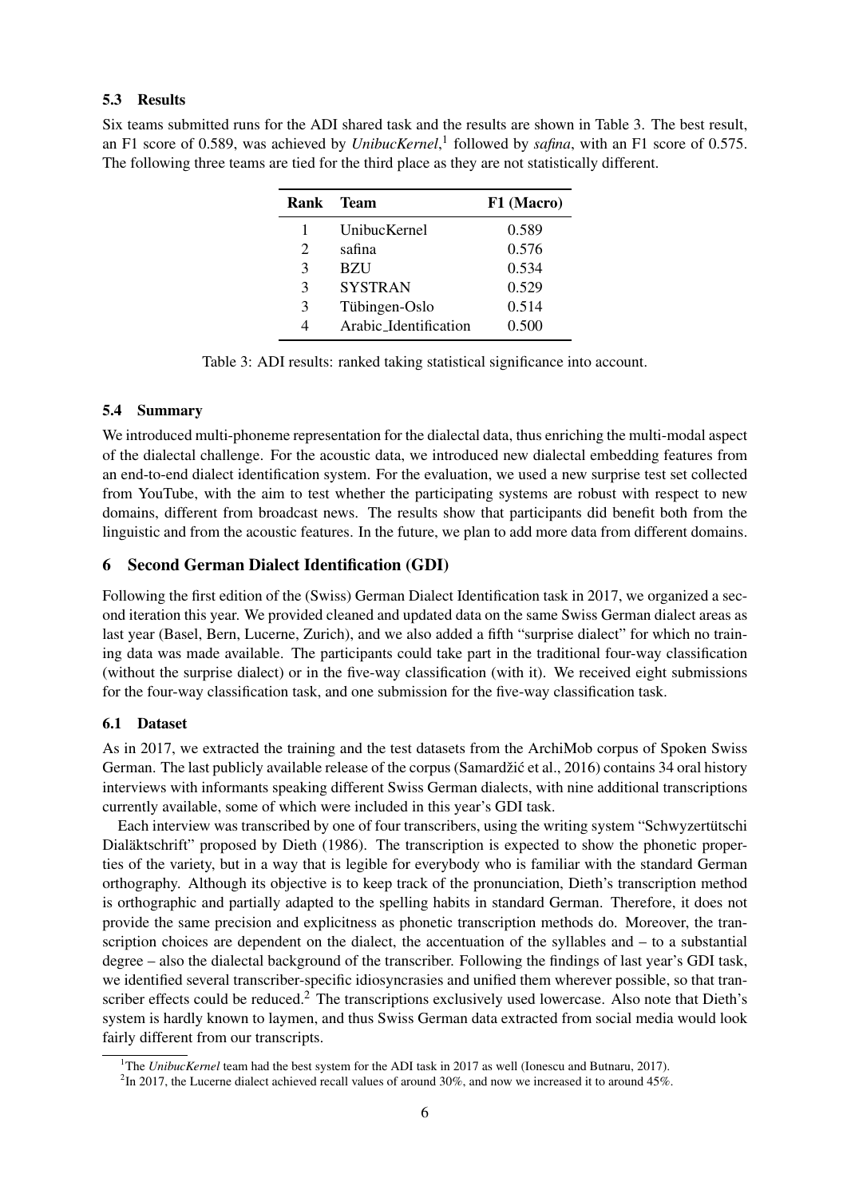### 5.3 Results

Six teams submitted runs for the ADI shared task and the results are shown in Table 3. The best result, an F1 score of 0.589, was achieved by *UnibucKernel*,[1] followed by *safina*, with an F1 score of 0.575. The following three teams are tied for the third place as they are not statistically different.

| Rank | Team | F1 (Macro) |
|---|---|---|
| 1 | UnibucKernel | 0.589 |
| 2 | safina | 0.576 |
| 3 | BZU | 0.534 |
| 3 | SYSTRAN | 0.529 |
| 3 | Tübingen-Oslo | 0.514 |
| 4 | Arabic_Identification | 0.500 |

Table 3: ADI results: ranked taking statistical significance into account.

### 5.4 Summary

We introduced multi-phoneme representation for the dialectal data, thus enriching the multi-modal aspect of the dialectal challenge. For the acoustic data, we introduced new dialectal embedding features from an end-to-end dialect identification system. For the evaluation, we used a new surprise test set collected from YouTube, with the aim to test whether the participating systems are robust with respect to new domains, different from broadcast news. The results show that participants did benefit both from the linguistic and from the acoustic features. In the future, we plan to add more data from different domains.

## 6 Second German Dialect Identification (GDI)

Following the first edition of the (Swiss) German Dialect Identification task in 2017, we organized a second iteration this year. We provided cleaned and updated data on the same Swiss German dialect areas as last year (Basel, Bern, Lucerne, Zurich), and we also added a fifth "surprise dialect" for which no training data was made available. The participants could take part in the traditional four-way classification (without the surprise dialect) or in the five-way classification (with it). We received eight submissions for the four-way classification task, and one submission for the five-way classification task.

### 6.1 Dataset

As in 2017, we extracted the training and the test datasets from the ArchiMob corpus of Spoken Swiss German. The last publicly available release of the corpus (Samardžić et al., 2016) contains 34 oral history interviews with informants speaking different Swiss German dialects, with nine additional transcriptions currently available, some of which were included in this year's GDI task.

Each interview was transcribed by one of four transcribers, using the writing system "Schwyzertütschi Dialäktschrift" proposed by Dieth (1986). The transcription is expected to show the phonetic properties of the variety, but in a way that is legible for everybody who is familiar with the standard German orthography. Although its objective is to keep track of the pronunciation, Dieth's transcription method is orthographic and partially adapted to the spelling habits in standard German. Therefore, it does not provide the same precision and explicitness as phonetic transcription methods do. Moreover, the transcription choices are dependent on the dialect, the accentuation of the syllables and – to a substantial degree – also the dialectal background of the transcriber. Following the findings of last year's GDI task, we identified several transcriber-specific idiosyncrasies and unified them wherever possible, so that transcriber effects could be reduced.[2] The transcriptions exclusively used lowercase. Also note that Dieth's system is hardly known to laymen, and thus Swiss German data extracted from social media would look fairly different from our transcripts.

[1] The *UnibucKernel* team had the best system for the ADI task in 2017 as well (Ionescu and Butnaru, 2017).

[2] In 2017, the Lucerne dialect achieved recall values of around 30%, and now we increased it to around 45%.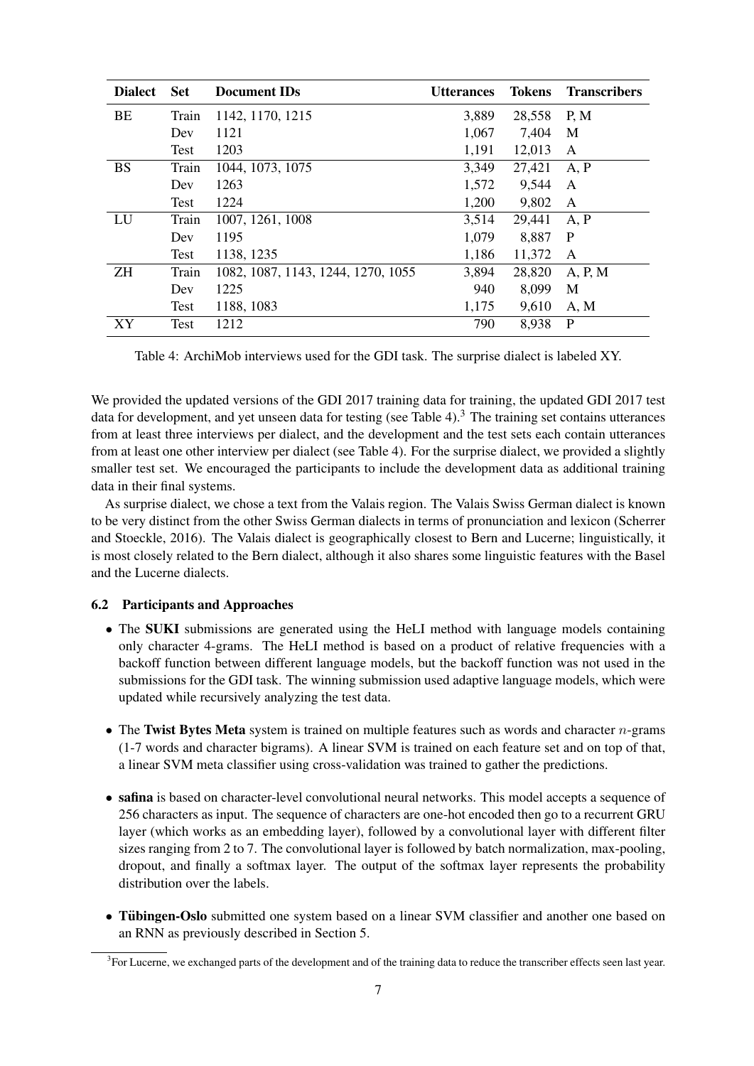| Dialect | Set | Document IDs | Utterances | Tokens | Transcribers |
|---|---|---|---|---|---|
| BE | Train | 1142, 1170, 1215 | 3,889 | 28,558 | P, M |
| | Dev | 1121 | 1,067 | 7,404 | M |
| | Test | 1203 | 1,191 | 12,013 | A |
| BS | Train | 1044, 1073, 1075 | 3,349 | 27,421 | A, P |
| | Dev | 1263 | 1,572 | 9,544 | A |
| | Test | 1224 | 1,200 | 9,802 | A |
| LU | Train | 1007, 1261, 1008 | 3,514 | 29,441 | A, P |
| | Dev | 1195 | 1,079 | 8,887 | P |
| | Test | 1138, 1235 | 1,186 | 11,372 | A |
| ZH | Train | 1082, 1087, 1143, 1244, 1270, 1055 | 3,894 | 28,820 | A, P, M |
| | Dev | 1225 | 940 | 8,099 | M |
| | Test | 1188, 1083 | 1,175 | 9,610 | A, M |
| XY | Test | 1212 | 790 | 8,938 | P |

Table 4: ArchiMob interviews used for the GDI task. The surprise dialect is labeled XY.

We provided the updated versions of the GDI 2017 training data for training, the updated GDI 2017 test data for development, and yet unseen data for testing (see Table 4).[3] The training set contains utterances from at least three interviews per dialect, and the development and the test sets each contain utterances from at least one other interview per dialect (see Table 4). For the surprise dialect, we provided a slightly smaller test set. We encouraged the participants to include the development data as additional training data in their final systems.

As surprise dialect, we chose a text from the Valais region. The Valais Swiss German dialect is known to be very distinct from the other Swiss German dialects in terms of pronunciation and lexicon (Scherrer and Stoeckle, 2016). The Valais dialect is geographically closest to Bern and Lucerne; linguistically, it is most closely related to the Bern dialect, although it also shares some linguistic features with the Basel and the Lucerne dialects.

### 6.2 Participants and Approaches

- The **SUKI** submissions are generated using the HeLI method with language models containing only character 4-grams. The HeLI method is based on a product of relative frequencies with a backoff function between different language models, but the backoff function was not used in the submissions for the GDI task. The winning submission used adaptive language models, which were updated while recursively analyzing the test data.

- The **Twist Bytes Meta** system is trained on multiple features such as words and character $n$-grams (1-7 words and character bigrams). A linear SVM is trained on each feature set and on top of that, a linear SVM meta classifier using cross-validation was trained to gather the predictions.

- **safina** is based on character-level convolutional neural networks. This model accepts a sequence of 256 characters as input. The sequence of characters are one-hot encoded then go to a recurrent GRU layer (which works as an embedding layer), followed by a convolutional layer with different filter sizes ranging from 2 to 7. The convolutional layer is followed by batch normalization, max-pooling, dropout, and finally a softmax layer. The output of the softmax layer represents the probability distribution over the labels.

- **Tübingen-Oslo** submitted one system based on a linear SVM classifier and another one based on an RNN as previously described in Section 5.

[3]For Lucerne, we exchanged parts of the development and of the training data to reduce the transcriber effects seen last year.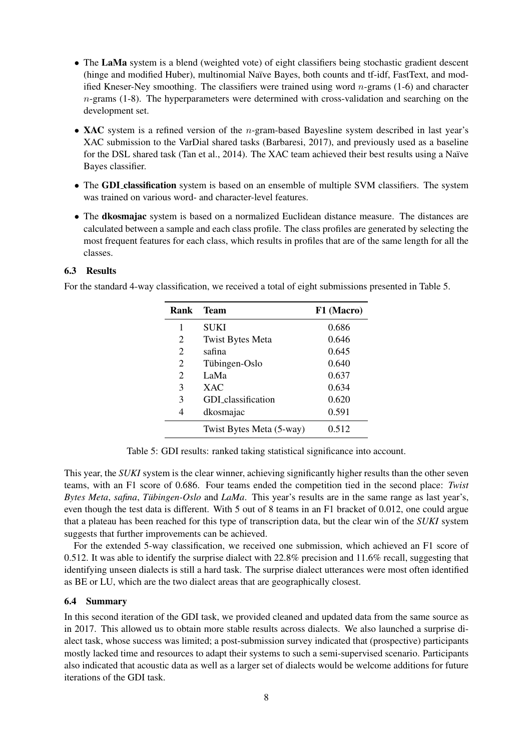- The **LaMa** system is a blend (weighted vote) of eight classifiers being stochastic gradient descent (hinge and modified Huber), multinomial Naïve Bayes, both counts and tf-idf, FastText, and modified Kneser-Ney smoothing. The classifiers were trained using word $n$-grams (1-6) and character $n$-grams (1-8). The hyperparameters were determined with cross-validation and searching on the development set.
- **XAC** system is a refined version of the $n$-gram-based Bayesline system described in last year's XAC submission to the VarDial shared tasks (Barbaresi, 2017), and previously used as a baseline for the DSL shared task (Tan et al., 2014). The XAC team achieved their best results using a Naïve Bayes classifier.
- The **GDI_classification** system is based on an ensemble of multiple SVM classifiers. The system was trained on various word- and character-level features.
- The **dkosmajac** system is based on a normalized Euclidean distance measure. The distances are calculated between a sample and each class profile. The class profiles are generated by selecting the most frequent features for each class, which results in profiles that are of the same length for all the classes.

### 6.3 Results

For the standard 4-way classification, we received a total of eight submissions presented in Table 5.

| Rank | Team | F1 (Macro) |
|---|---|---|
| 1 | SUKI | 0.686 |
| 2 | Twist Bytes Meta | 0.646 |
| 2 | safina | 0.645 |
| 2 | Tübingen-Oslo | 0.640 |
| 2 | LaMa | 0.637 |
| 3 | XAC | 0.634 |
| 3 | GDI_classification | 0.620 |
| 4 | dkosmajac | 0.591 |
| | Twist Bytes Meta (5-way) | 0.512 |

Table 5: GDI results: ranked taking statistical significance into account.

This year, the *SUKI* system is the clear winner, achieving significantly higher results than the other seven teams, with an F1 score of 0.686. Four teams ended the competition tied in the second place: *Twist Bytes Meta*, *safina*, *Tübingen-Oslo* and *LaMa*. This year's results are in the same range as last year's, even though the test data is different. With 5 out of 8 teams in an F1 bracket of 0.012, one could argue that a plateau has been reached for this type of transcription data, but the clear win of the *SUKI* system suggests that further improvements can be achieved.

For the extended 5-way classification, we received one submission, which achieved an F1 score of 0.512. It was able to identify the surprise dialect with 22.8% precision and 11.6% recall, suggesting that identifying unseen dialects is still a hard task. The surprise dialect utterances were most often identified as BE or LU, which are the two dialect areas that are geographically closest.

### 6.4 Summary

In this second iteration of the GDI task, we provided cleaned and updated data from the same source as in 2017. This allowed us to obtain more stable results across dialects. We also launched a surprise dialect task, whose success was limited; a post-submission survey indicated that (prospective) participants mostly lacked time and resources to adapt their systems to such a semi-supervised scenario. Participants also indicated that acoustic data as well as a larger set of dialects would be welcome additions for future iterations of the GDI task.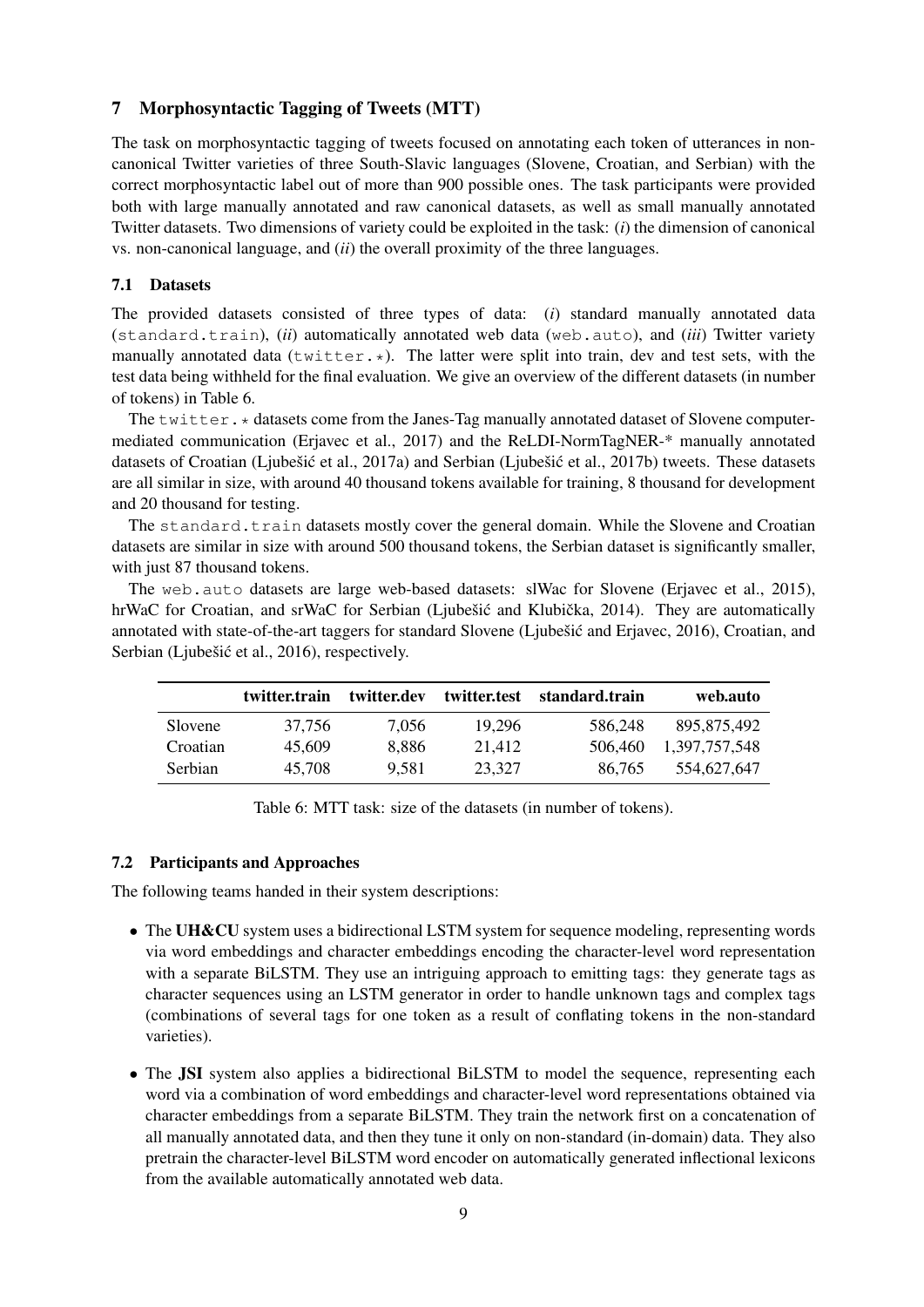## 7 Morphosyntactic Tagging of Tweets (MTT)

The task on morphosyntactic tagging of tweets focused on annotating each token of utterances in non-canonical Twitter varieties of three South-Slavic languages (Slovene, Croatian, and Serbian) with the correct morphosyntactic label out of more than 900 possible ones. The task participants were provided both with large manually annotated and raw canonical datasets, as well as small manually annotated Twitter datasets. Two dimensions of variety could be exploited in the task: (*i*) the dimension of canonical vs. non-canonical language, and (*ii*) the overall proximity of the three languages.

### 7.1 Datasets

The provided datasets consisted of three types of data: (*i*) standard manually annotated data (`standard.train`), (*ii*) automatically annotated web data (`web.auto`), and (*iii*) Twitter variety manually annotated data (`twitter.*`). The latter were split into train, dev and test sets, with the test data being withheld for the final evaluation. We give an overview of the different datasets (in number of tokens) in Table 6.

The `twitter.*` datasets come from the Janes-Tag manually annotated dataset of Slovene computer-mediated communication (Erjavec et al., 2017) and the ReLDI-NormTagNER-* manually annotated datasets of Croatian (Ljubešić et al., 2017a) and Serbian (Ljubešić et al., 2017b) tweets. These datasets are all similar in size, with around 40 thousand tokens available for training, 8 thousand for development and 20 thousand for testing.

The `standard.train` datasets mostly cover the general domain. While the Slovene and Croatian datasets are similar in size with around 500 thousand tokens, the Serbian dataset is significantly smaller, with just 87 thousand tokens.

The `web.auto` datasets are large web-based datasets: slWac for Slovene (Erjavec et al., 2015), hrWaC for Croatian, and srWaC for Serbian (Ljubešić and Klubička, 2014). They are automatically annotated with state-of-the-art taggers for standard Slovene (Ljubešić and Erjavec, 2016), Croatian, and Serbian (Ljubešić et al., 2016), respectively.

| | **twitter.train** | **twitter.dev** | **twitter.test** | **standard.train** | **web.auto** |
|---|---|---|---|---|---|
| Slovene | 37,756 | 7,056 | 19,296 | 586,248 | 895,875,492 |
| Croatian | 45,609 | 8,886 | 21,412 | 506,460 | 1,397,757,548 |
| Serbian | 45,708 | 9,581 | 23,327 | 86,765 | 554,627,647 |

Table 6: MTT task: size of the datasets (in number of tokens).

### 7.2 Participants and Approaches

The following teams handed in their system descriptions:

- The **UH&CU** system uses a bidirectional LSTM system for sequence modeling, representing words via word embeddings and character embeddings encoding the character-level word representation with a separate BiLSTM. They use an intriguing approach to emitting tags: they generate tags as character sequences using an LSTM generator in order to handle unknown tags and complex tags (combinations of several tags for one token as a result of conflating tokens in the non-standard varieties).
- The **JSI** system also applies a bidirectional BiLSTM to model the sequence, representing each word via a combination of word embeddings and character-level word representations obtained via character embeddings from a separate BiLSTM. They train the network first on a concatenation of all manually annotated data, and then they tune it only on non-standard (in-domain) data. They also pretrain the character-level BiLSTM word encoder on automatically generated inflectional lexicons from the available automatically annotated web data.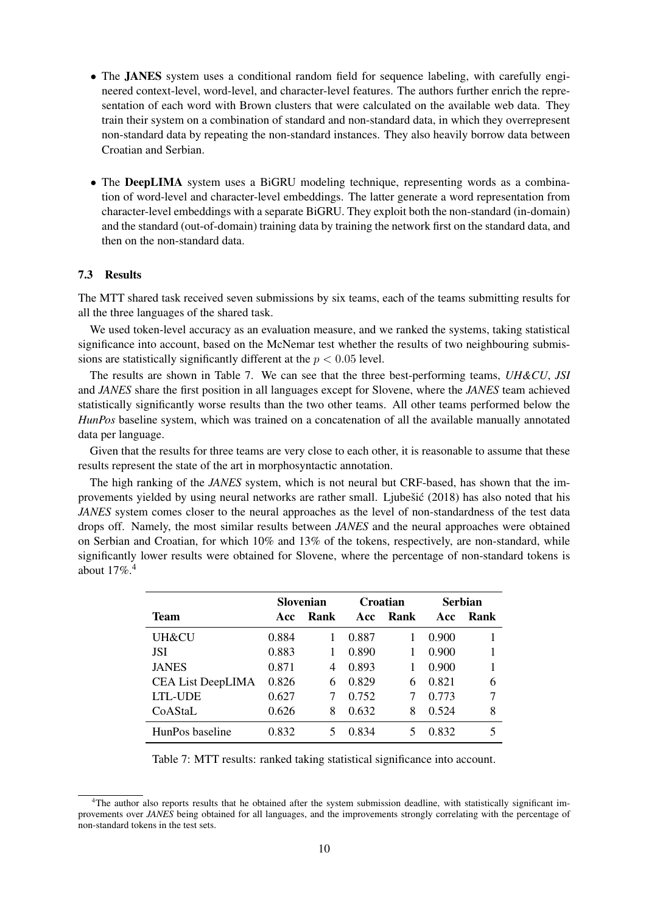- The **JANES** system uses a conditional random field for sequence labeling, with carefully engineered context-level, word-level, and character-level features. The authors further enrich the representation of each word with Brown clusters that were calculated on the available web data. They train their system on a combination of standard and non-standard data, in which they overrepresent non-standard data by repeating the non-standard instances. They also heavily borrow data between Croatian and Serbian.

- The **DeepLIMA** system uses a BiGRU modeling technique, representing words as a combination of word-level and character-level embeddings. The latter generate a word representation from character-level embeddings with a separate BiGRU. They exploit both the non-standard (in-domain) and the standard (out-of-domain) training data by training the network first on the standard data, and then on the non-standard data.

### 7.3 Results

The MTT shared task received seven submissions by six teams, each of the teams submitting results for all the three languages of the shared task.

We used token-level accuracy as an evaluation measure, and we ranked the systems, taking statistical significance into account, based on the McNemar test whether the results of two neighbouring submissions are statistically significantly different at the $p < 0.05$ level.

The results are shown in Table 7. We can see that the three best-performing teams, *UH&CU*, *JSI* and *JANES* share the first position in all languages except for Slovene, where the *JANES* team achieved statistically significantly worse results than the two other teams. All other teams performed below the *HunPos* baseline system, which was trained on a concatenation of all the available manually annotated data per language.

Given that the results for three teams are very close to each other, it is reasonable to assume that these results represent the state of the art in morphosyntactic annotation.

The high ranking of the *JANES* system, which is not neural but CRF-based, has shown that the improvements yielded by using neural networks are rather small. Ljubešić (2018) has also noted that his *JANES* system comes closer to the neural approaches as the level of non-standardness of the test data drops off. Namely, the most similar results between *JANES* and the neural approaches were obtained on Serbian and Croatian, for which 10% and 13% of the tokens, respectively, are non-standard, while significantly lower results were obtained for Slovene, where the percentage of non-standard tokens is about 17%.[4]

| | **Slovenian** | | **Croatian** | | **Serbian** | |
|---|---|---|---|---|---|---|
| **Team** | **Acc** | **Rank** | **Acc** | **Rank** | **Acc** | **Rank** |
| UH&CU | 0.884 | 1 | 0.887 | 1 | 0.900 | 1 |
| JSI | 0.883 | 1 | 0.890 | 1 | 0.900 | 1 |
| JANES | 0.871 | 4 | 0.893 | 1 | 0.900 | 1 |
| CEA List DeepLIMA | 0.826 | 6 | 0.829 | 6 | 0.821 | 6 |
| LTL-UDE | 0.627 | 7 | 0.752 | 7 | 0.773 | 7 |
| CoAStaL | 0.626 | 8 | 0.632 | 8 | 0.524 | 8 |
| HunPos baseline | 0.832 | 5 | 0.834 | 5 | 0.832 | 5 |

Table 7: MTT results: ranked taking statistical significance into account.

[4]The author also reports results that he obtained after the system submission deadline, with statistically significant improvements over *JANES* being obtained for all languages, and the improvements strongly correlating with the percentage of non-standard tokens in the test sets.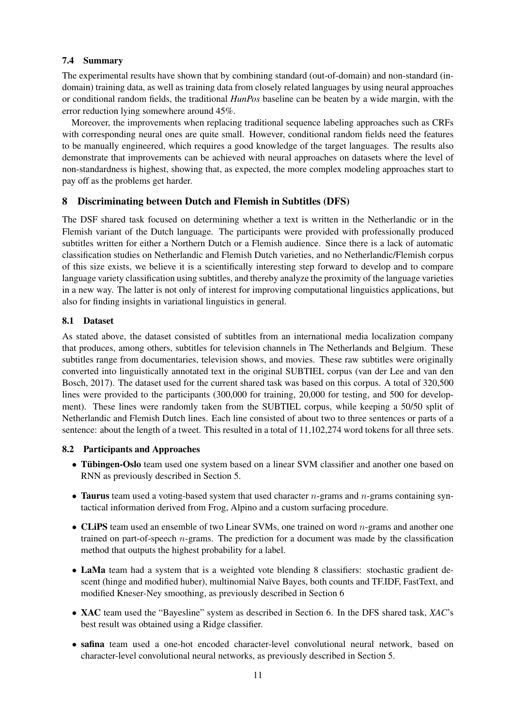### 7.4 Summary

The experimental results have shown that by combining standard (out-of-domain) and non-standard (in-domain) training data, as well as training data from closely related languages by using neural approaches or conditional random fields, the traditional *HunPos* baseline can be beaten by a wide margin, with the error reduction lying somewhere around 45%.

Moreover, the improvements when replacing traditional sequence labeling approaches such as CRFs with corresponding neural ones are quite small. However, conditional random fields need the features to be manually engineered, which requires a good knowledge of the target languages. The results also demonstrate that improvements can be achieved with neural approaches on datasets where the level of non-standardness is highest, showing that, as expected, the more complex modeling approaches start to pay off as the problems get harder.

## 8 Discriminating between Dutch and Flemish in Subtitles (DFS)

The DSF shared task focused on determining whether a text is written in the Netherlandic or in the Flemish variant of the Dutch language. The participants were provided with professionally produced subtitles written for either a Northern Dutch or a Flemish audience. Since there is a lack of automatic classification studies on Netherlandic and Flemish Dutch varieties, and no Netherlandic/Flemish corpus of this size exists, we believe it is a scientifically interesting step forward to develop and to compare language variety classification using subtitles, and thereby analyze the proximity of the language varieties in a new way. The latter is not only of interest for improving computational linguistics applications, but also for finding insights in variational linguistics in general.

### 8.1 Dataset

As stated above, the dataset consisted of subtitles from an international media localization company that produces, among others, subtitles for television channels in The Netherlands and Belgium. These subtitles range from documentaries, television shows, and movies. These raw subtitles were originally converted into linguistically annotated text in the original SUBTIEL corpus (van der Lee and van den Bosch, 2017). The dataset used for the current shared task was based on this corpus. A total of 320,500 lines were provided to the participants (300,000 for training, 20,000 for testing, and 500 for development). These lines were randomly taken from the SUBTIEL corpus, while keeping a 50/50 split of Netherlandic and Flemish Dutch lines. Each line consisted of about two to three sentences or parts of a sentence: about the length of a tweet. This resulted in a total of 11,102,274 word tokens for all three sets.

### 8.2 Participants and Approaches

- **Tübingen-Oslo** team used one system based on a linear SVM classifier and another one based on RNN as previously described in Section 5.
- **Taurus** team used a voting-based system that used character $n$-grams and $n$-grams containing syntactical information derived from Frog, Alpino and a custom surfacing procedure.
- **CLiPS** team used an ensemble of two Linear SVMs, one trained on word $n$-grams and another one trained on part-of-speech $n$-grams. The prediction for a document was made by the classification method that outputs the highest probability for a label.
- **LaMa** team had a system that is a weighted vote blending 8 classifiers: stochastic gradient descent (hinge and modified huber), multinomial Naïve Bayes, both counts and TF.IDF, FastText, and modified Kneser-Ney smoothing, as previously described in Section 6
- **XAC** team used the "Bayesline" system as described in Section 6. In the DFS shared task, *XAC*'s best result was obtained using a Ridge classifier.
- **safina** team used a one-hot encoded character-level convolutional neural network, based on character-level convolutional neural networks, as previously described in Section 5.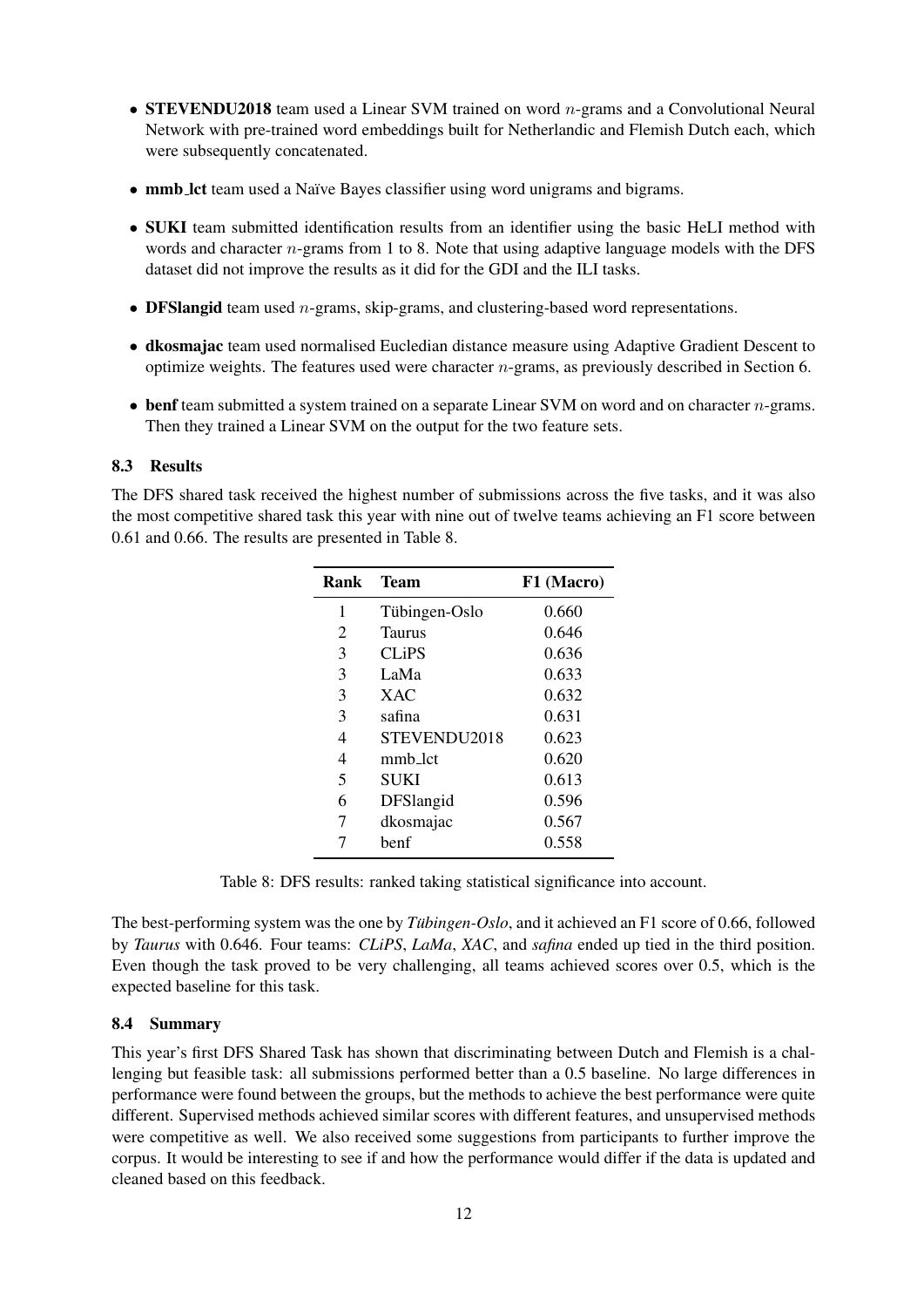- **STEVENDU2018** team used a Linear SVM trained on word $n$-grams and a Convolutional Neural Network with pre-trained word embeddings built for Netherlandic and Flemish Dutch each, which were subsequently concatenated.
- **mmb_lct** team used a Naïve Bayes classifier using word unigrams and bigrams.
- **SUKI** team submitted identification results from an identifier using the basic HeLI method with words and character $n$-grams from 1 to 8. Note that using adaptive language models with the DFS dataset did not improve the results as it did for the GDI and the ILI tasks.
- **DFSlangid** team used $n$-grams, skip-grams, and clustering-based word representations.
- **dkosmajac** team used normalised Eucledian distance measure using Adaptive Gradient Descent to optimize weights. The features used were character $n$-grams, as previously described in Section 6.
- **benf** team submitted a system trained on a separate Linear SVM on word and on character $n$-grams. Then they trained a Linear SVM on the output for the two feature sets.

### 8.3 Results

The DFS shared task received the highest number of submissions across the five tasks, and it was also the most competitive shared task this year with nine out of twelve teams achieving an F1 score between 0.61 and 0.66. The results are presented in Table 8.

| Rank | Team | F1 (Macro) |
|---|---|---|
| 1 | Tübingen-Oslo | 0.660 |
| 2 | Taurus | 0.646 |
| 3 | CLiPS | 0.636 |
| 3 | LaMa | 0.633 |
| 3 | XAC | 0.632 |
| 3 | safina | 0.631 |
| 4 | STEVENDU2018 | 0.623 |
| 4 | mmb_lct | 0.620 |
| 5 | SUKI | 0.613 |
| 6 | DFSlangid | 0.596 |
| 7 | dkosmajac | 0.567 |
| 7 | benf | 0.558 |

Table 8: DFS results: ranked taking statistical significance into account.

The best-performing system was the one by *Tübingen-Oslo*, and it achieved an F1 score of 0.66, followed by *Taurus* with 0.646. Four teams: *CLiPS*, *LaMa*, *XAC*, and *safina* ended up tied in the third position. Even though the task proved to be very challenging, all teams achieved scores over 0.5, which is the expected baseline for this task.

### 8.4 Summary

This year's first DFS Shared Task has shown that discriminating between Dutch and Flemish is a challenging but feasible task: all submissions performed better than a 0.5 baseline. No large differences in performance were found between the groups, but the methods to achieve the best performance were quite different. Supervised methods achieved similar scores with different features, and unsupervised methods were competitive as well. We also received some suggestions from participants to further improve the corpus. It would be interesting to see if and how the performance would differ if the data is updated and cleaned based on this feedback.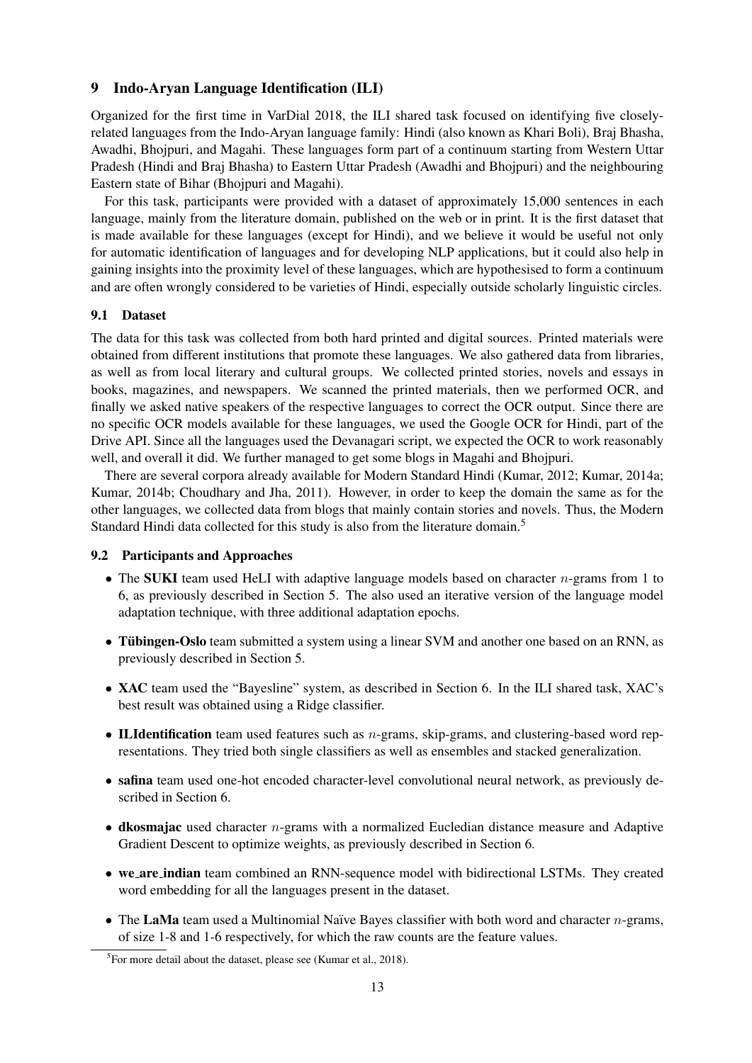## 9 Indo-Aryan Language Identification (ILI)

Organized for the first time in VarDial 2018, the ILI shared task focused on identifying five closely-related languages from the Indo-Aryan language family: Hindi (also known as Khari Boli), Braj Bhasha, Awadhi, Bhojpuri, and Magahi. These languages form part of a continuum starting from Western Uttar Pradesh (Hindi and Braj Bhasha) to Eastern Uttar Pradesh (Awadhi and Bhojpuri) and the neighbouring Eastern state of Bihar (Bhojpuri and Magahi).

For this task, participants were provided with a dataset of approximately 15,000 sentences in each language, mainly from the literature domain, published on the web or in print. It is the first dataset that is made available for these languages (except for Hindi), and we believe it would be useful not only for automatic identification of languages and for developing NLP applications, but it could also help in gaining insights into the proximity level of these languages, which are hypothesised to form a continuum and are often wrongly considered to be varieties of Hindi, especially outside scholarly linguistic circles.

### 9.1 Dataset

The data for this task was collected from both hard printed and digital sources. Printed materials were obtained from different institutions that promote these languages. We also gathered data from libraries, as well as from local literary and cultural groups. We collected printed stories, novels and essays in books, magazines, and newspapers. We scanned the printed materials, then we performed OCR, and finally we asked native speakers of the respective languages to correct the OCR output. Since there are no specific OCR models available for these languages, we used the Google OCR for Hindi, part of the Drive API. Since all the languages used the Devanagari script, we expected the OCR to work reasonably well, and overall it did. We further managed to get some blogs in Magahi and Bhojpuri.

There are several corpora already available for Modern Standard Hindi (Kumar, 2012; Kumar, 2014a; Kumar, 2014b; Choudhary and Jha, 2011). However, in order to keep the domain the same as for the other languages, we collected data from blogs that mainly contain stories and novels. Thus, the Modern Standard Hindi data collected for this study is also from the literature domain.[5]

### 9.2 Participants and Approaches

- The **SUKI** team used HeLI with adaptive language models based on character $n$-grams from 1 to 6, as previously described in Section 5. The also used an iterative version of the language model adaptation technique, with three additional adaptation epochs.
- **Tübingen-Oslo** team submitted a system using a linear SVM and another one based on an RNN, as previously described in Section 5.
- **XAC** team used the "Bayesline" system, as described in Section 6. In the ILI shared task, XAC's best result was obtained using a Ridge classifier.
- **ILIdentification** team used features such as $n$-grams, skip-grams, and clustering-based word representations. They tried both single classifiers as well as ensembles and stacked generalization.
- **safina** team used one-hot encoded character-level convolutional neural network, as previously described in Section 6.
- **dkosmajac** used character $n$-grams with a normalized Eucledian distance measure and Adaptive Gradient Descent to optimize weights, as previously described in Section 6.
- **we_are_indian** team combined an RNN-sequence model with bidirectional LSTMs. They created word embedding for all the languages present in the dataset.
- The **LaMa** team used a Multinomial Naïve Bayes classifier with both word and character $n$-grams, of size 1-8 and 1-6 respectively, for which the raw counts are the feature values.

[5] For more detail about the dataset, please see (Kumar et al., 2018).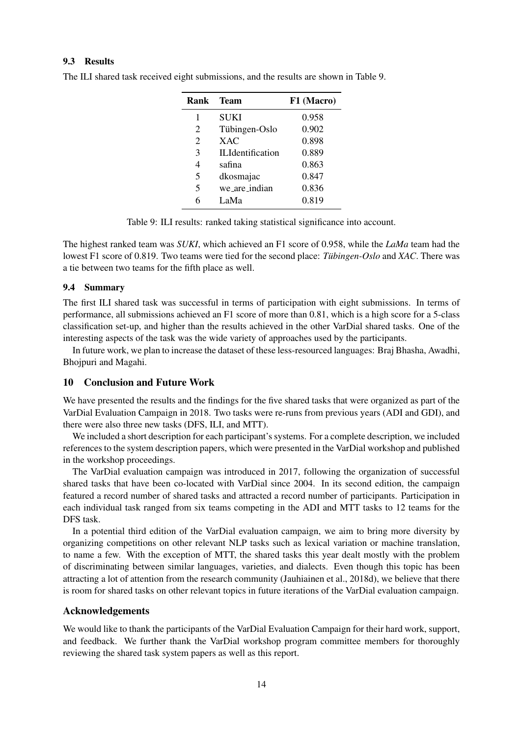### 9.3 Results

The ILI shared task received eight submissions, and the results are shown in Table 9.

| Rank | Team | F1 (Macro) |
|---|---|---|
| 1 | SUKI | 0.958 |
| 2 | Tübingen-Oslo | 0.902 |
| 2 | XAC | 0.898 |
| 3 | ILIdentification | 0.889 |
| 4 | safina | 0.863 |
| 5 | dkosmajac | 0.847 |
| 5 | we_are_indian | 0.836 |
| 6 | LaMa | 0.819 |

Table 9: ILI results: ranked taking statistical significance into account.

The highest ranked team was *SUKI*, which achieved an F1 score of 0.958, while the *LaMa* team had the lowest F1 score of 0.819. Two teams were tied for the second place: *Tübingen-Oslo* and *XAC*. There was a tie between two teams for the fifth place as well.

### 9.4 Summary

The first ILI shared task was successful in terms of participation with eight submissions. In terms of performance, all submissions achieved an F1 score of more than 0.81, which is a high score for a 5-class classification set-up, and higher than the results achieved in the other VarDial shared tasks. One of the interesting aspects of the task was the wide variety of approaches used by the participants.

In future work, we plan to increase the dataset of these less-resourced languages: Braj Bhasha, Awadhi, Bhojpuri and Magahi.

## 10 Conclusion and Future Work

We have presented the results and the findings for the five shared tasks that were organized as part of the VarDial Evaluation Campaign in 2018. Two tasks were re-runs from previous years (ADI and GDI), and there were also three new tasks (DFS, ILI, and MTT).

We included a short description for each participant's systems. For a complete description, we included references to the system description papers, which were presented in the VarDial workshop and published in the workshop proceedings.

The VarDial evaluation campaign was introduced in 2017, following the organization of successful shared tasks that have been co-located with VarDial since 2004. In its second edition, the campaign featured a record number of shared tasks and attracted a record number of participants. Participation in each individual task ranged from six teams competing in the ADI and MTT tasks to 12 teams for the DFS task.

In a potential third edition of the VarDial evaluation campaign, we aim to bring more diversity by organizing competitions on other relevant NLP tasks such as lexical variation or machine translation, to name a few. With the exception of MTT, the shared tasks this year dealt mostly with the problem of discriminating between similar languages, varieties, and dialects. Even though this topic has been attracting a lot of attention from the research community (Jauhiainen et al., 2018d), we believe that there is room for shared tasks on other relevant topics in future iterations of the VarDial evaluation campaign.

## Acknowledgements

We would like to thank the participants of the VarDial Evaluation Campaign for their hard work, support, and feedback. We further thank the VarDial workshop program committee members for thoroughly reviewing the shared task system papers as well as this report.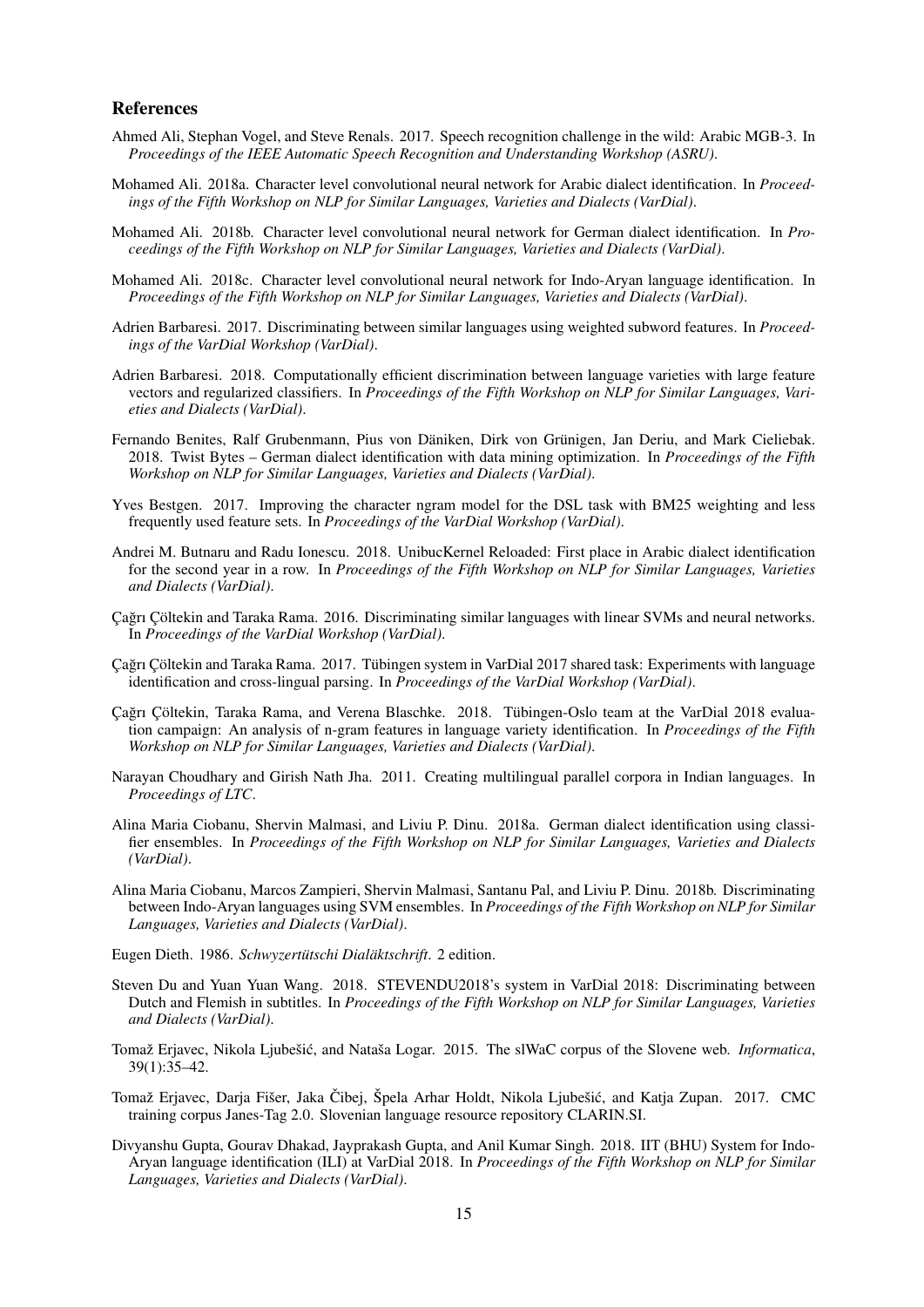## References

Ahmed Ali, Stephan Vogel, and Steve Renals. 2017. Speech recognition challenge in the wild: Arabic MGB-3. In *Proceedings of the IEEE Automatic Speech Recognition and Understanding Workshop (ASRU)*.

Mohamed Ali. 2018a. Character level convolutional neural network for Arabic dialect identification. In *Proceedings of the Fifth Workshop on NLP for Similar Languages, Varieties and Dialects (VarDial)*.

Mohamed Ali. 2018b. Character level convolutional neural network for German dialect identification. In *Proceedings of the Fifth Workshop on NLP for Similar Languages, Varieties and Dialects (VarDial)*.

Mohamed Ali. 2018c. Character level convolutional neural network for Indo-Aryan language identification. In *Proceedings of the Fifth Workshop on NLP for Similar Languages, Varieties and Dialects (VarDial)*.

Adrien Barbaresi. 2017. Discriminating between similar languages using weighted subword features. In *Proceedings of the VarDial Workshop (VarDial)*.

Adrien Barbaresi. 2018. Computationally efficient discrimination between language varieties with large feature vectors and regularized classifiers. In *Proceedings of the Fifth Workshop on NLP for Similar Languages, Varieties and Dialects (VarDial)*.

Fernando Benites, Ralf Grubenmann, Pius von Däniken, Dirk von Grünigen, Jan Deriu, and Mark Cieliebak. 2018. Twist Bytes – German dialect identification with data mining optimization. In *Proceedings of the Fifth Workshop on NLP for Similar Languages, Varieties and Dialects (VarDial)*.

Yves Bestgen. 2017. Improving the character ngram model for the DSL task with BM25 weighting and less frequently used feature sets. In *Proceedings of the VarDial Workshop (VarDial)*.

Andrei M. Butnaru and Radu Ionescu. 2018. UnibucKernel Reloaded: First place in Arabic dialect identification for the second year in a row. In *Proceedings of the Fifth Workshop on NLP for Similar Languages, Varieties and Dialects (VarDial)*.

Çağrı Çöltekin and Taraka Rama. 2016. Discriminating similar languages with linear SVMs and neural networks. In *Proceedings of the VarDial Workshop (VarDial)*.

Çağrı Çöltekin and Taraka Rama. 2017. Tübingen system in VarDial 2017 shared task: Experiments with language identification and cross-lingual parsing. In *Proceedings of the VarDial Workshop (VarDial)*.

Çağrı Çöltekin, Taraka Rama, and Verena Blaschke. 2018. Tübingen-Oslo team at the VarDial 2018 evaluation campaign: An analysis of n-gram features in language variety identification. In *Proceedings of the Fifth Workshop on NLP for Similar Languages, Varieties and Dialects (VarDial)*.

Narayan Choudhary and Girish Nath Jha. 2011. Creating multilingual parallel corpora in Indian languages. In *Proceedings of LTC*.

Alina Maria Ciobanu, Shervin Malmasi, and Liviu P. Dinu. 2018a. German dialect identification using classifier ensembles. In *Proceedings of the Fifth Workshop on NLP for Similar Languages, Varieties and Dialects (VarDial)*.

Alina Maria Ciobanu, Marcos Zampieri, Shervin Malmasi, Santanu Pal, and Liviu P. Dinu. 2018b. Discriminating between Indo-Aryan languages using SVM ensembles. In *Proceedings of the Fifth Workshop on NLP for Similar Languages, Varieties and Dialects (VarDial)*.

Eugen Dieth. 1986. *Schwyzertütschi Dialäktschrift*. 2 edition.

Steven Du and Yuan Yuan Wang. 2018. STEVENDU2018's system in VarDial 2018: Discriminating between Dutch and Flemish in subtitles. In *Proceedings of the Fifth Workshop on NLP for Similar Languages, Varieties and Dialects (VarDial)*.

Tomaž Erjavec, Nikola Ljubešić, and Nataša Logar. 2015. The slWaC corpus of the Slovene web. *Informatica*, 39(1):35–42.

Tomaž Erjavec, Darja Fišer, Jaka Čibej, Špela Arhar Holdt, Nikola Ljubešić, and Katja Zupan. 2017. CMC training corpus Janes-Tag 2.0. Slovenian language resource repository CLARIN.SI.

Divyanshu Gupta, Gourav Dhakad, Jayprakash Gupta, and Anil Kumar Singh. 2018. IIT (BHU) System for Indo-Aryan language identification (ILI) at VarDial 2018. In *Proceedings of the Fifth Workshop on NLP for Similar Languages, Varieties and Dialects (VarDial)*.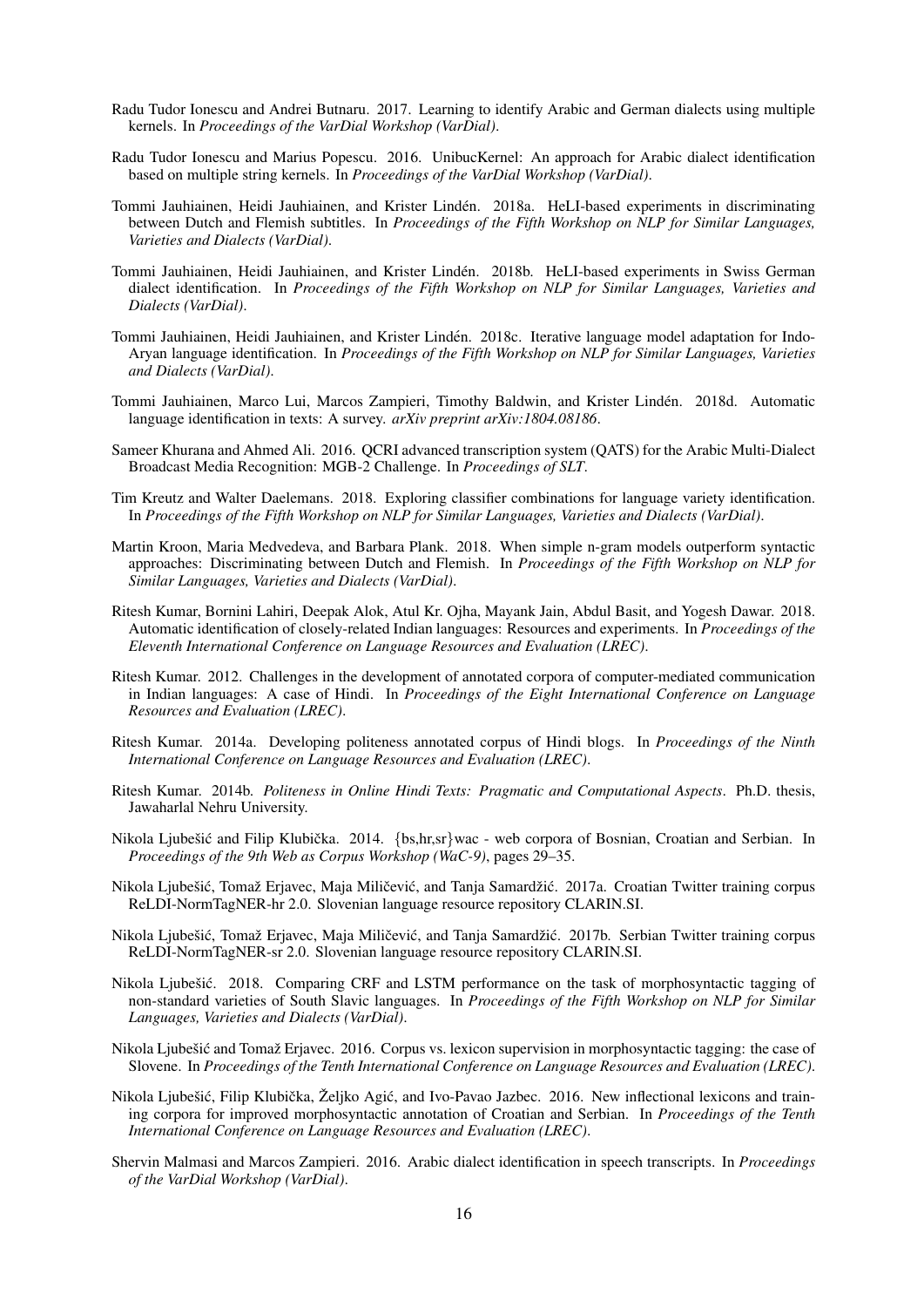Radu Tudor Ionescu and Andrei Butnaru. 2017. Learning to identify Arabic and German dialects using multiple kernels. In *Proceedings of the VarDial Workshop (VarDial)*.

Radu Tudor Ionescu and Marius Popescu. 2016. UnibucKernel: An approach for Arabic dialect identification based on multiple string kernels. In *Proceedings of the VarDial Workshop (VarDial)*.

Tommi Jauhiainen, Heidi Jauhiainen, and Krister Lindén. 2018a. HeLI-based experiments in discriminating between Dutch and Flemish subtitles. In *Proceedings of the Fifth Workshop on NLP for Similar Languages, Varieties and Dialects (VarDial)*.

Tommi Jauhiainen, Heidi Jauhiainen, and Krister Lindén. 2018b. HeLI-based experiments in Swiss German dialect identification. In *Proceedings of the Fifth Workshop on NLP for Similar Languages, Varieties and Dialects (VarDial)*.

Tommi Jauhiainen, Heidi Jauhiainen, and Krister Lindén. 2018c. Iterative language model adaptation for Indo-Aryan language identification. In *Proceedings of the Fifth Workshop on NLP for Similar Languages, Varieties and Dialects (VarDial)*.

Tommi Jauhiainen, Marco Lui, Marcos Zampieri, Timothy Baldwin, and Krister Lindén. 2018d. Automatic language identification in texts: A survey. *arXiv preprint arXiv:1804.08186*.

Sameer Khurana and Ahmed Ali. 2016. QCRI advanced transcription system (QATS) for the Arabic Multi-Dialect Broadcast Media Recognition: MGB-2 Challenge. In *Proceedings of SLT*.

Tim Kreutz and Walter Daelemans. 2018. Exploring classifier combinations for language variety identification. In *Proceedings of the Fifth Workshop on NLP for Similar Languages, Varieties and Dialects (VarDial)*.

Martin Kroon, Maria Medvedeva, and Barbara Plank. 2018. When simple n-gram models outperform syntactic approaches: Discriminating between Dutch and Flemish. In *Proceedings of the Fifth Workshop on NLP for Similar Languages, Varieties and Dialects (VarDial)*.

Ritesh Kumar, Bornini Lahiri, Deepak Alok, Atul Kr. Ojha, Mayank Jain, Abdul Basit, and Yogesh Dawar. 2018. Automatic identification of closely-related Indian languages: Resources and experiments. In *Proceedings of the Eleventh International Conference on Language Resources and Evaluation (LREC)*.

Ritesh Kumar. 2012. Challenges in the development of annotated corpora of computer-mediated communication in Indian languages: A case of Hindi. In *Proceedings of the Eight International Conference on Language Resources and Evaluation (LREC)*.

Ritesh Kumar. 2014a. Developing politeness annotated corpus of Hindi blogs. In *Proceedings of the Ninth International Conference on Language Resources and Evaluation (LREC)*.

Ritesh Kumar. 2014b. *Politeness in Online Hindi Texts: Pragmatic and Computational Aspects*. Ph.D. thesis, Jawaharlal Nehru University.

Nikola Ljubešić and Filip Klubička. 2014. {bs,hr,sr}wac - web corpora of Bosnian, Croatian and Serbian. In *Proceedings of the 9th Web as Corpus Workshop (WaC-9)*, pages 29–35.

Nikola Ljubešić, Tomaž Erjavec, Maja Miličević, and Tanja Samardžić. 2017a. Croatian Twitter training corpus ReLDI-NormTagNER-hr 2.0. Slovenian language resource repository CLARIN.SI.

Nikola Ljubešić, Tomaž Erjavec, Maja Miličević, and Tanja Samardžić. 2017b. Serbian Twitter training corpus ReLDI-NormTagNER-sr 2.0. Slovenian language resource repository CLARIN.SI.

Nikola Ljubešić. 2018. Comparing CRF and LSTM performance on the task of morphosyntactic tagging of non-standard varieties of South Slavic languages. In *Proceedings of the Fifth Workshop on NLP for Similar Languages, Varieties and Dialects (VarDial)*.

Nikola Ljubešić and Tomaž Erjavec. 2016. Corpus vs. lexicon supervision in morphosyntactic tagging: the case of Slovene. In *Proceedings of the Tenth International Conference on Language Resources and Evaluation (LREC)*.

Nikola Ljubešić, Filip Klubička, Željko Agić, and Ivo-Pavao Jazbec. 2016. New inflectional lexicons and training corpora for improved morphosyntactic annotation of Croatian and Serbian. In *Proceedings of the Tenth International Conference on Language Resources and Evaluation (LREC)*.

Shervin Malmasi and Marcos Zampieri. 2016. Arabic dialect identification in speech transcripts. In *Proceedings of the VarDial Workshop (VarDial)*.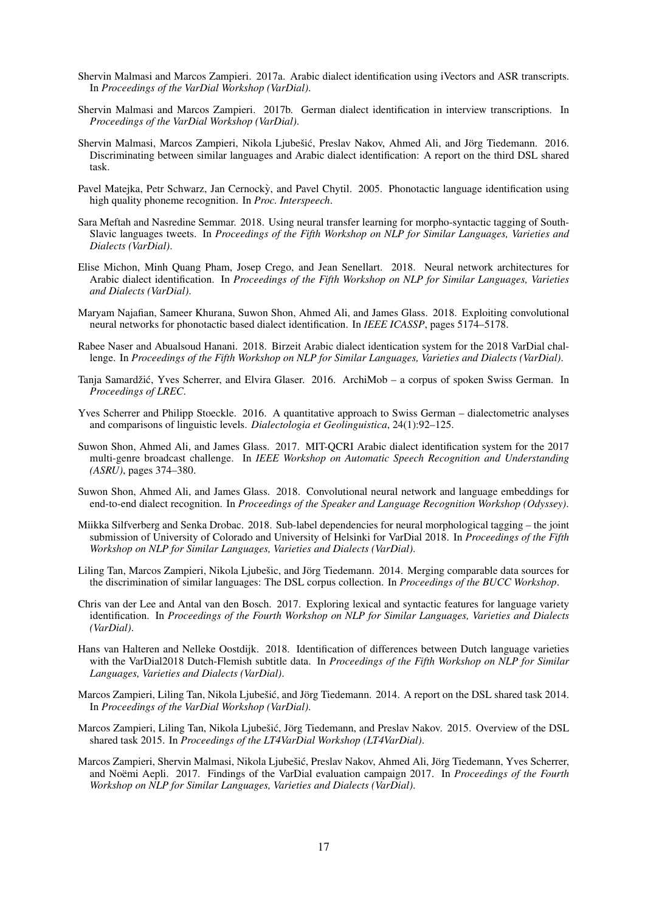Shervin Malmasi and Marcos Zampieri. 2017a. Arabic dialect identification using iVectors and ASR transcripts. In *Proceedings of the VarDial Workshop (VarDial)*.

Shervin Malmasi and Marcos Zampieri. 2017b. German dialect identification in interview transcriptions. In *Proceedings of the VarDial Workshop (VarDial)*.

Shervin Malmasi, Marcos Zampieri, Nikola Ljubešić, Preslav Nakov, Ahmed Ali, and Jörg Tiedemann. 2016. Discriminating between similar languages and Arabic dialect identification: A report on the third DSL shared task.

Pavel Matejka, Petr Schwarz, Jan Cernockỳ, and Pavel Chytil. 2005. Phonotactic language identification using high quality phoneme recognition. In *Proc. Interspeech*.

Sara Meftah and Nasredine Semmar. 2018. Using neural transfer learning for morpho-syntactic tagging of South-Slavic languages tweets. In *Proceedings of the Fifth Workshop on NLP for Similar Languages, Varieties and Dialects (VarDial)*.

Elise Michon, Minh Quang Pham, Josep Crego, and Jean Senellart. 2018. Neural network architectures for Arabic dialect identification. In *Proceedings of the Fifth Workshop on NLP for Similar Languages, Varieties and Dialects (VarDial)*.

Maryam Najafian, Sameer Khurana, Suwon Shon, Ahmed Ali, and James Glass. 2018. Exploiting convolutional neural networks for phonotactic based dialect identification. In *IEEE ICASSP*, pages 5174–5178.

Rabee Naser and Abualsoud Hanani. 2018. Birzeit Arabic dialect identication system for the 2018 VarDial challenge. In *Proceedings of the Fifth Workshop on NLP for Similar Languages, Varieties and Dialects (VarDial)*.

Tanja Samardžić, Yves Scherrer, and Elvira Glaser. 2016. ArchiMob – a corpus of spoken Swiss German. In *Proceedings of LREC*.

Yves Scherrer and Philipp Stoeckle. 2016. A quantitative approach to Swiss German – dialectometric analyses and comparisons of linguistic levels. *Dialectologia et Geolinguistica*, 24(1):92–125.

Suwon Shon, Ahmed Ali, and James Glass. 2017. MIT-QCRI Arabic dialect identification system for the 2017 multi-genre broadcast challenge. In *IEEE Workshop on Automatic Speech Recognition and Understanding (ASRU)*, pages 374–380.

Suwon Shon, Ahmed Ali, and James Glass. 2018. Convolutional neural network and language embeddings for end-to-end dialect recognition. In *Proceedings of the Speaker and Language Recognition Workshop (Odyssey)*.

Miikka Silfverberg and Senka Drobac. 2018. Sub-label dependencies for neural morphological tagging – the joint submission of University of Colorado and University of Helsinki for VarDial 2018. In *Proceedings of the Fifth Workshop on NLP for Similar Languages, Varieties and Dialects (VarDial)*.

Liling Tan, Marcos Zampieri, Nikola Ljubešic, and Jörg Tiedemann. 2014. Merging comparable data sources for the discrimination of similar languages: The DSL corpus collection. In *Proceedings of the BUCC Workshop*.

Chris van der Lee and Antal van den Bosch. 2017. Exploring lexical and syntactic features for language variety identification. In *Proceedings of the Fourth Workshop on NLP for Similar Languages, Varieties and Dialects (VarDial)*.

Hans van Halteren and Nelleke Oostdijk. 2018. Identification of differences between Dutch language varieties with the VarDial2018 Dutch-Flemish subtitle data. In *Proceedings of the Fifth Workshop on NLP for Similar Languages, Varieties and Dialects (VarDial)*.

Marcos Zampieri, Liling Tan, Nikola Ljubešić, and Jörg Tiedemann. 2014. A report on the DSL shared task 2014. In *Proceedings of the VarDial Workshop (VarDial)*.

Marcos Zampieri, Liling Tan, Nikola Ljubešić, Jörg Tiedemann, and Preslav Nakov. 2015. Overview of the DSL shared task 2015. In *Proceedings of the LT4VarDial Workshop (LT4VarDial)*.

Marcos Zampieri, Shervin Malmasi, Nikola Ljubešić, Preslav Nakov, Ahmed Ali, Jörg Tiedemann, Yves Scherrer, and Noëmi Aepli. 2017. Findings of the VarDial evaluation campaign 2017. In *Proceedings of the Fourth Workshop on NLP for Similar Languages, Varieties and Dialects (VarDial)*.